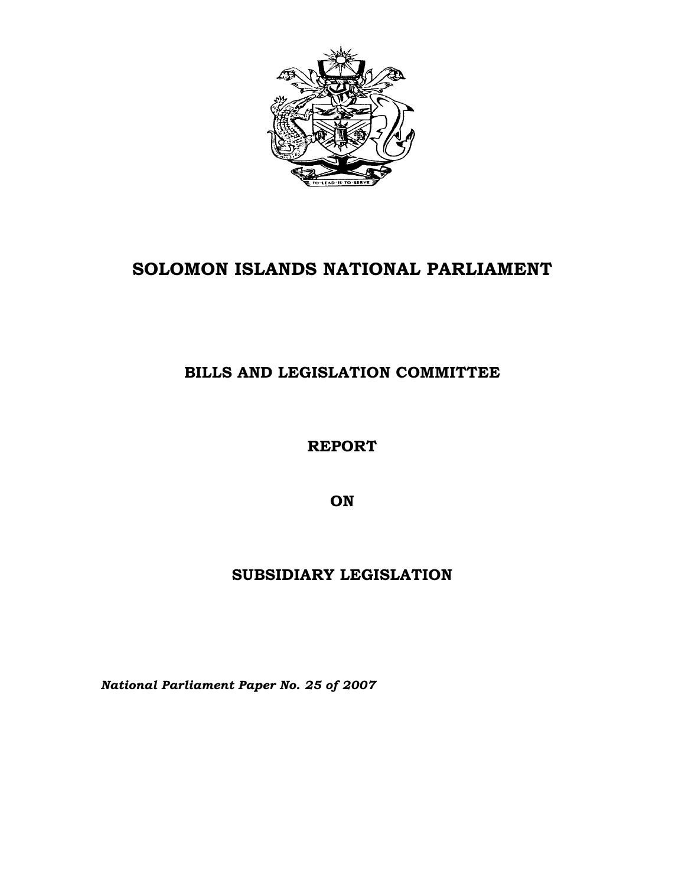# SOLOMON ISLANDS NATIONAL PARLIAMENT

## BILLS AND LEGISLATION COMMITTEE

## REPORT

## ON

## SUBSIDIARY LEGISLATION

*National Parliament Paper No. 25 of 2007*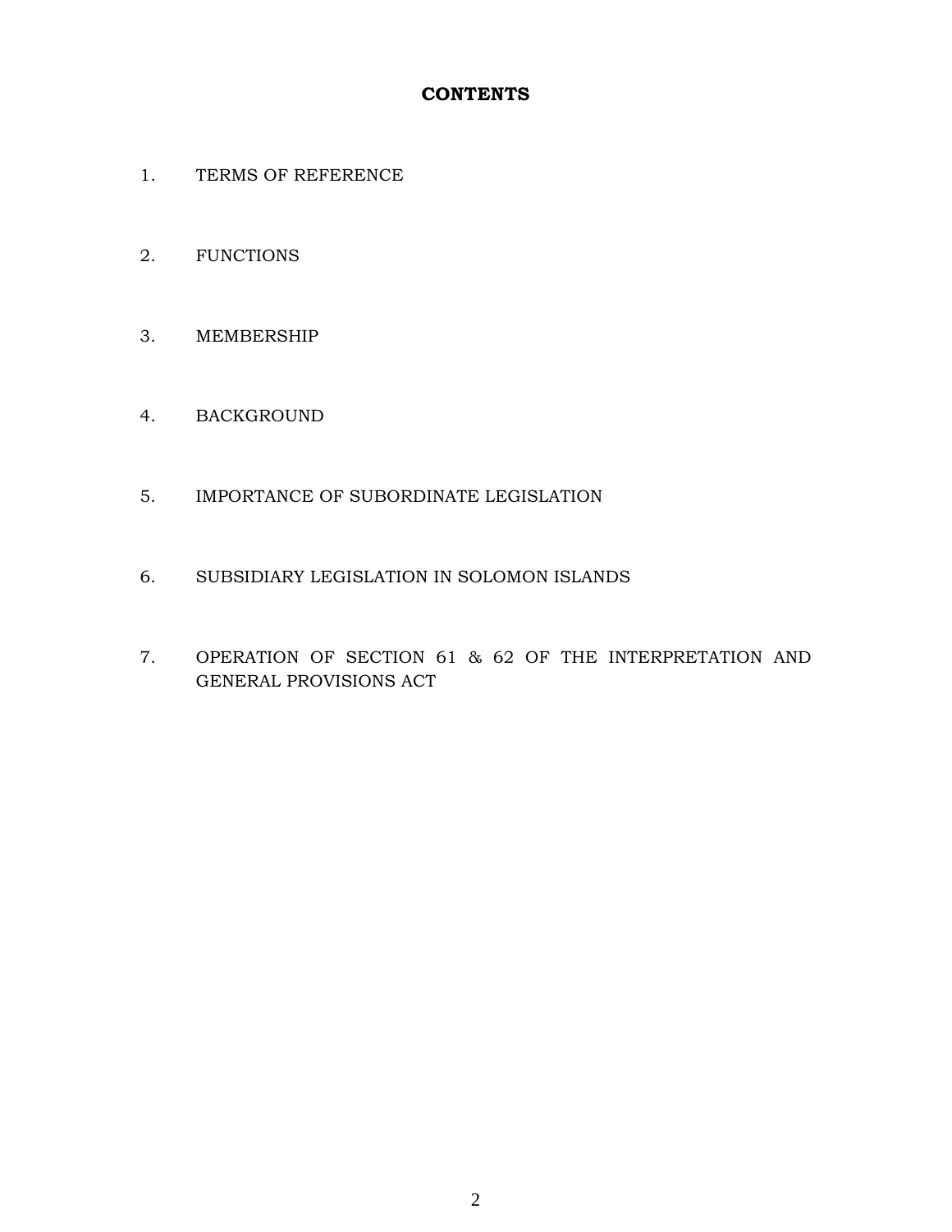# CONTENTS

1. TERMS OF REFERENCE

2. FUNCTIONS

3. MEMBERSHIP

4. BACKGROUND

5. IMPORTANCE OF SUBORDINATE LEGISLATION

6. SUBSIDIARY LEGISLATION IN SOLOMON ISLANDS

7. OPERATION OF SECTION 61 & 62 OF THE INTERPRETATION AND GENERAL PROVISIONS ACT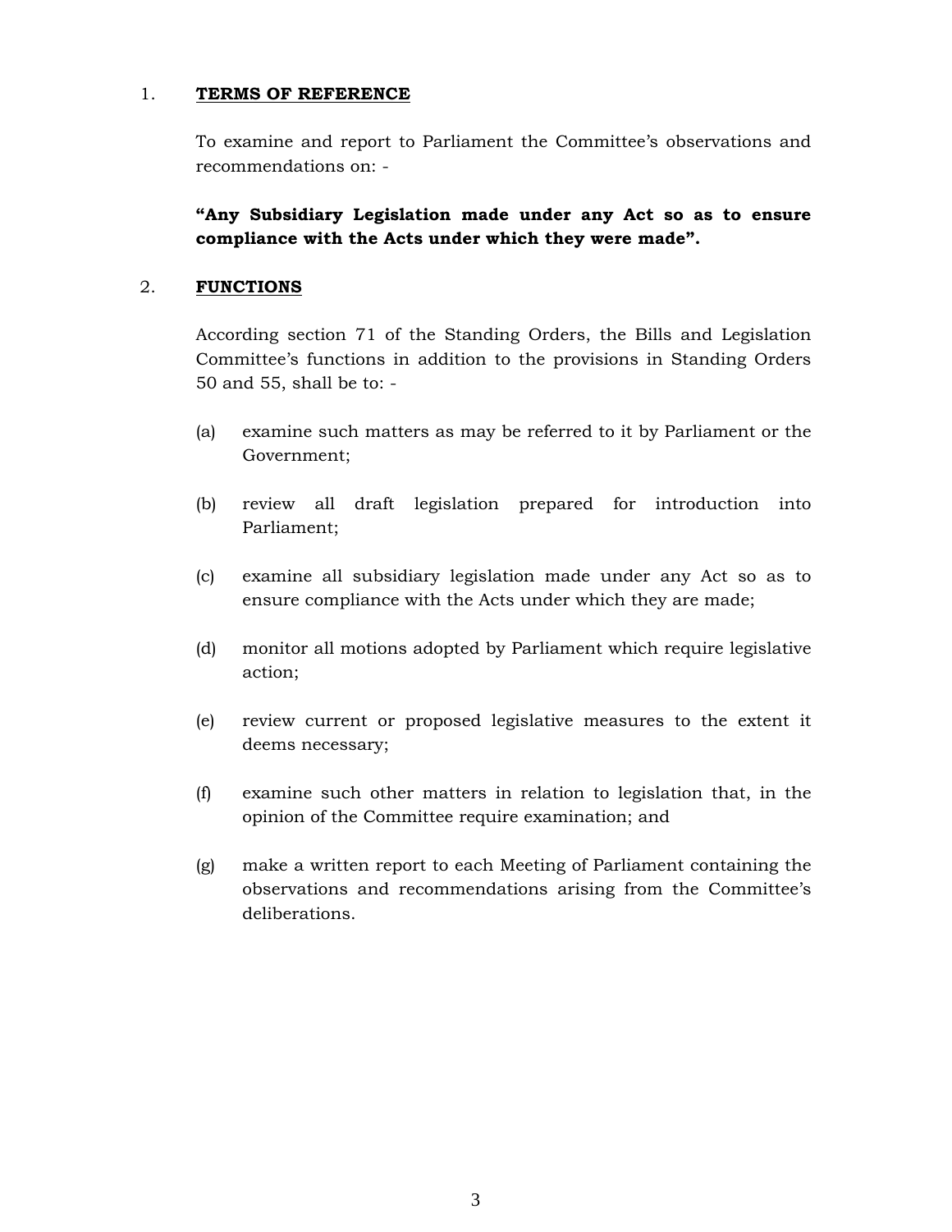## 1. <u>TERMS OF REFERENCE</u>

To examine and report to Parliament the Committee's observations and recommendations on: -

**"Any Subsidiary Legislation made under any Act so as to ensure compliance with the Acts under which they were made".**

## 2. <u>FUNCTIONS</u>

According section 71 of the Standing Orders, the Bills and Legislation Committee's functions in addition to the provisions in Standing Orders 50 and 55, shall be to: -

(a) examine such matters as may be referred to it by Parliament or the Government;

(b) review all draft legislation prepared for introduction into Parliament;

(c) examine all subsidiary legislation made under any Act so as to ensure compliance with the Acts under which they are made;

(d) monitor all motions adopted by Parliament which require legislative action;

(e) review current or proposed legislative measures to the extent it deems necessary;

(f) examine such other matters in relation to legislation that, in the opinion of the Committee require examination; and

(g) make a written report to each Meeting of Parliament containing the observations and recommendations arising from the Committee's deliberations.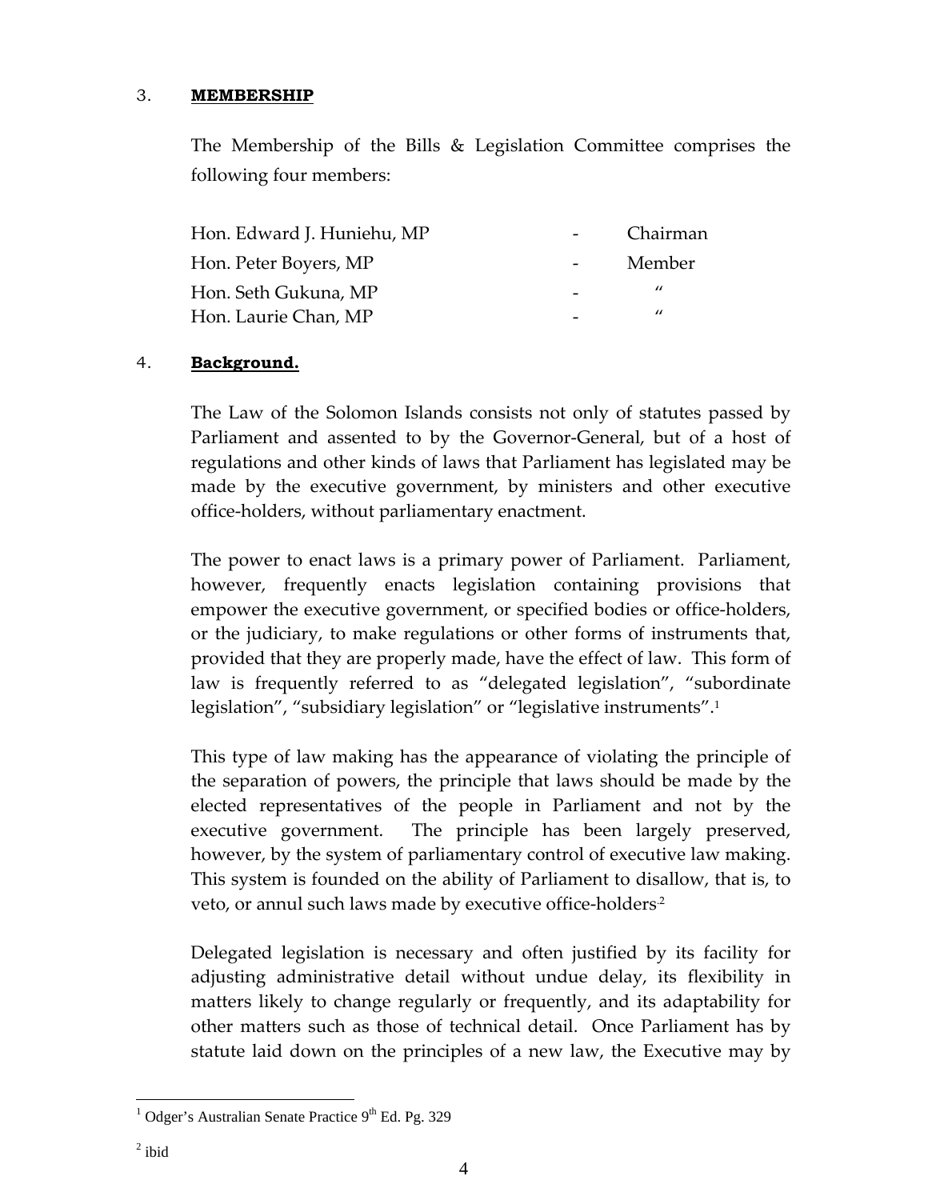## 3. **MEMBERSHIP**

The Membership of the Bills & Legislation Committee comprises the following four members:

| | | |
|---|---|---|
| Hon. Edward J. Huniehu, MP | - | Chairman |
| Hon. Peter Boyers, MP | - | Member |
| Hon. Seth Gukuna, MP | - | " |
| Hon. Laurie Chan, MP | - | " |

## 4. **Background.**

The Law of the Solomon Islands consists not only of statutes passed by Parliament and assented to by the Governor-General, but of a host of regulations and other kinds of laws that Parliament has legislated may be made by the executive government, by ministers and other executive office-holders, without parliamentary enactment.

The power to enact laws is a primary power of Parliament. Parliament, however, frequently enacts legislation containing provisions that empower the executive government, or specified bodies or office-holders, or the judiciary, to make regulations or other forms of instruments that, provided that they are properly made, have the effect of law. This form of law is frequently referred to as "delegated legislation", "subordinate legislation", "subsidiary legislation" or "legislative instruments".[1]

This type of law making has the appearance of violating the principle of the separation of powers, the principle that laws should be made by the elected representatives of the people in Parliament and not by the executive government. The principle has been largely preserved, however, by the system of parliamentary control of executive law making. This system is founded on the ability of Parliament to disallow, that is, to veto, or annul such laws made by executive office-holders.[2]

Delegated legislation is necessary and often justified by its facility for adjusting administrative detail without undue delay, its flexibility in matters likely to change regularly or frequently, and its adaptability for other matters such as those of technical detail. Once Parliament has by statute laid down on the principles of a new law, the Executive may by

[1] Odger's Australian Senate Practice 9th Ed. Pg. 329

[2] ibid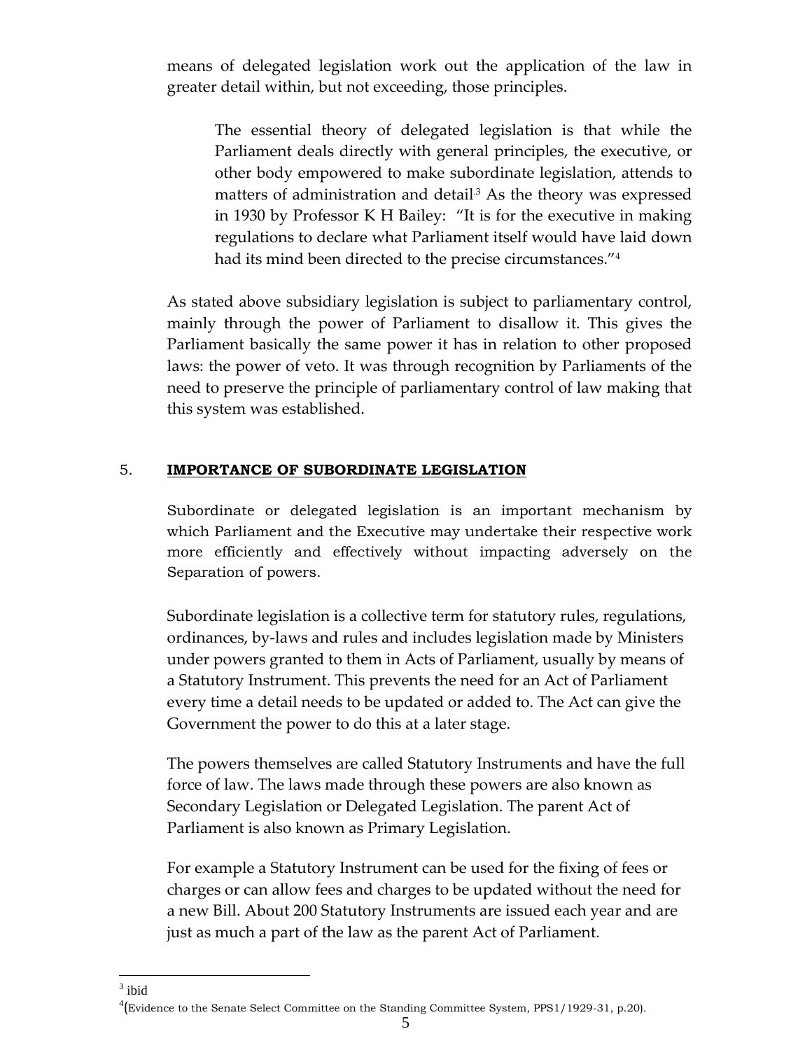means of delegated legislation work out the application of the law in greater detail within, but not exceeding, those principles.

> The essential theory of delegated legislation is that while the Parliament deals directly with general principles, the executive, or other body empowered to make subordinate legislation, attends to matters of administration and detail[3] As the theory was expressed in 1930 by Professor K H Bailey: "It is for the executive in making regulations to declare what Parliament itself would have laid down had its mind been directed to the precise circumstances."[4]

As stated above subsidiary legislation is subject to parliamentary control, mainly through the power of Parliament to disallow it. This gives the Parliament basically the same power it has in relation to other proposed laws: the power of veto. It was through recognition by Parliaments of the need to preserve the principle of parliamentary control of law making that this system was established.

## 5. **IMPORTANCE OF SUBORDINATE LEGISLATION**

Subordinate or delegated legislation is an important mechanism by which Parliament and the Executive may undertake their respective work more efficiently and effectively without impacting adversely on the Separation of powers.

Subordinate legislation is a collective term for statutory rules, regulations, ordinances, by-laws and rules and includes legislation made by Ministers under powers granted to them in Acts of Parliament, usually by means of a Statutory Instrument. This prevents the need for an Act of Parliament every time a detail needs to be updated or added to. The Act can give the Government the power to do this at a later stage.

The powers themselves are called Statutory Instruments and have the full force of law. The laws made through these powers are also known as Secondary Legislation or Delegated Legislation. The parent Act of Parliament is also known as Primary Legislation.

For example a Statutory Instrument can be used for the fixing of fees or charges or can allow fees and charges to be updated without the need for a new Bill. About 200 Statutory Instruments are issued each year and are just as much a part of the law as the parent Act of Parliament.

---

[3] ibid

[4] (Evidence to the Senate Select Committee on the Standing Committee System, PPS1/1929-31, p.20).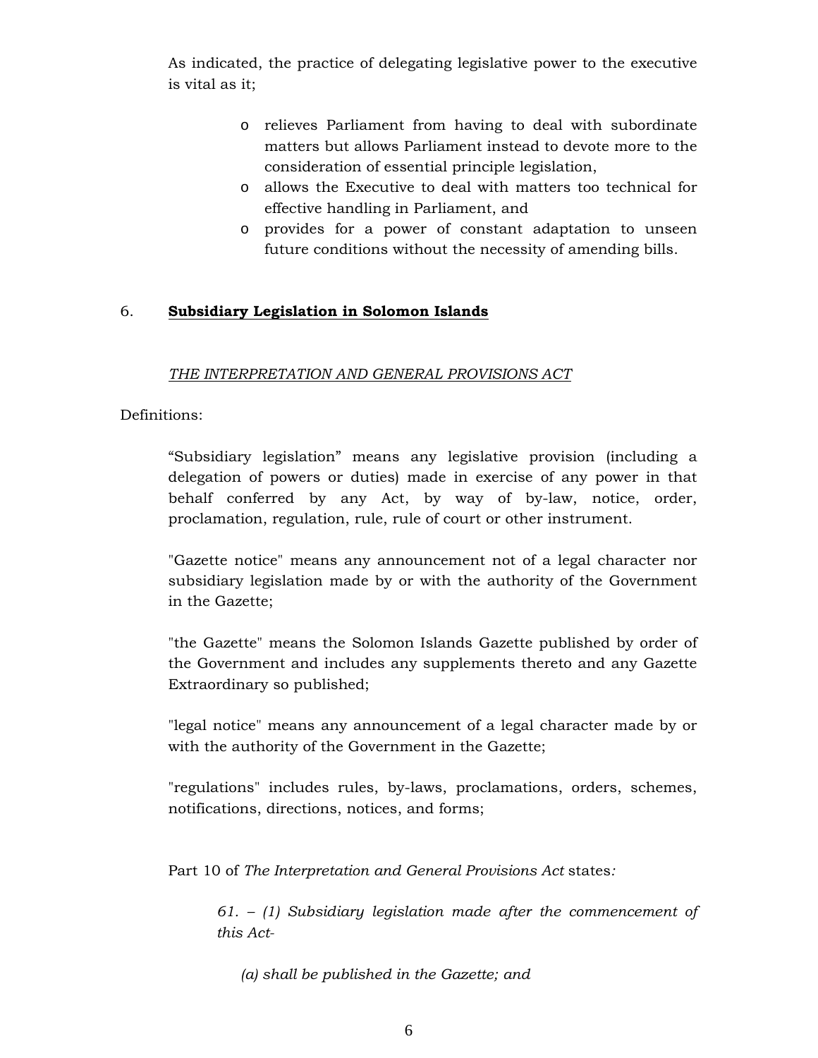As indicated, the practice of delegating legislative power to the executive is vital as it;

- relieves Parliament from having to deal with subordinate matters but allows Parliament instead to devote more to the consideration of essential principle legislation,
- allows the Executive to deal with matters too technical for effective handling in Parliament, and
- provides for a power of constant adaptation to unseen future conditions without the necessity of amending bills.

## 6. **Subsidiary Legislation in Solomon Islands**

*THE INTERPRETATION AND GENERAL PROVISIONS ACT*

Definitions:

"Subsidiary legislation" means any legislative provision (including a delegation of powers or duties) made in exercise of any power in that behalf conferred by any Act, by way of by-law, notice, order, proclamation, regulation, rule, rule of court or other instrument.

"Gazette notice" means any announcement not of a legal character nor subsidiary legislation made by or with the authority of the Government in the Gazette;

"the Gazette" means the Solomon Islands Gazette published by order of the Government and includes any supplements thereto and any Gazette Extraordinary so published;

"legal notice" means any announcement of a legal character made by or with the authority of the Government in the Gazette;

"regulations" includes rules, by-laws, proclamations, orders, schemes, notifications, directions, notices, and forms;

Part 10 of *The Interpretation and General Provisions Act* states*:*

> *61. – (1) Subsidiary legislation made after the commencement of this Act-*
>
> *(a) shall be published in the Gazette; and*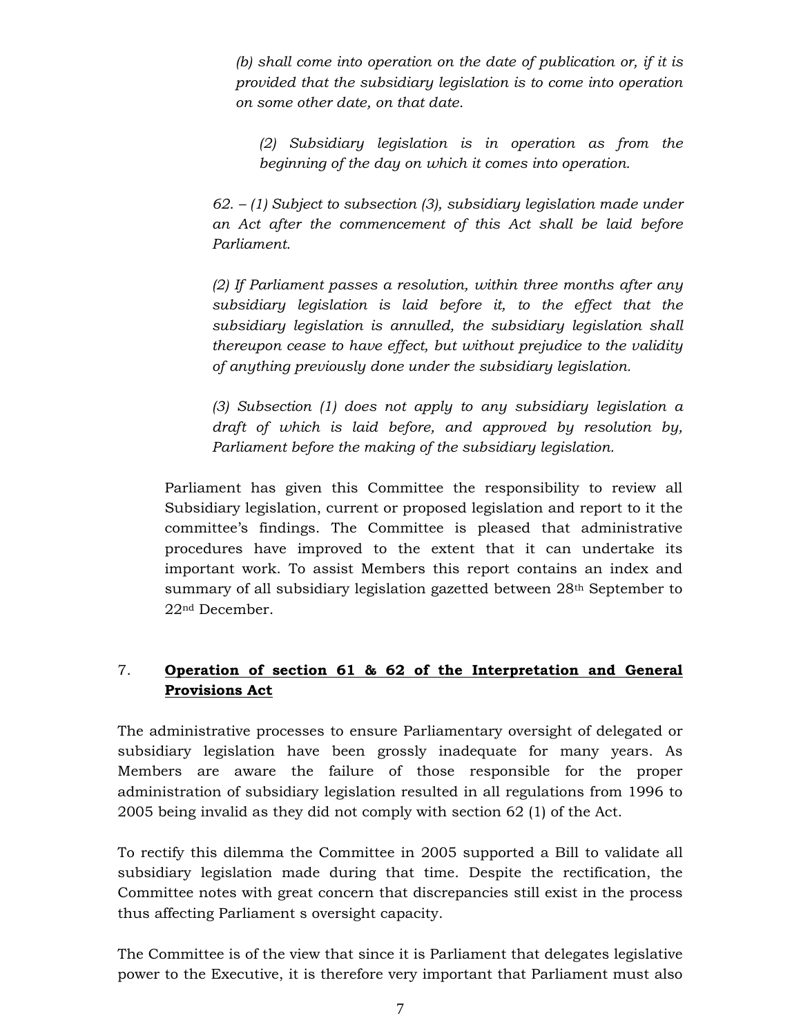*(b) shall come into operation on the date of publication or, if it is provided that the subsidiary legislation is to come into operation on some other date, on that date.*

*(2) Subsidiary legislation is in operation as from the beginning of the day on which it comes into operation.*

*62. – (1) Subject to subsection (3), subsidiary legislation made under an Act after the commencement of this Act shall be laid before Parliament.*

*(2) If Parliament passes a resolution, within three months after any subsidiary legislation is laid before it, to the effect that the subsidiary legislation is annulled, the subsidiary legislation shall thereupon cease to have effect, but without prejudice to the validity of anything previously done under the subsidiary legislation.*

*(3) Subsection (1) does not apply to any subsidiary legislation a draft of which is laid before, and approved by resolution by, Parliament before the making of the subsidiary legislation.*

Parliament has given this Committee the responsibility to review all Subsidiary legislation, current or proposed legislation and report to it the committee's findings. The Committee is pleased that administrative procedures have improved to the extent that it can undertake its important work. To assist Members this report contains an index and summary of all subsidiary legislation gazetted between 28th September to 22nd December.

## 7. **Operation of section 61 & 62 of the Interpretation and General Provisions Act**

The administrative processes to ensure Parliamentary oversight of delegated or subsidiary legislation have been grossly inadequate for many years. As Members are aware the failure of those responsible for the proper administration of subsidiary legislation resulted in all regulations from 1996 to 2005 being invalid as they did not comply with section 62 (1) of the Act.

To rectify this dilemma the Committee in 2005 supported a Bill to validate all subsidiary legislation made during that time. Despite the rectification, the Committee notes with great concern that discrepancies still exist in the process thus affecting Parliament s oversight capacity.

The Committee is of the view that since it is Parliament that delegates legislative power to the Executive, it is therefore very important that Parliament must also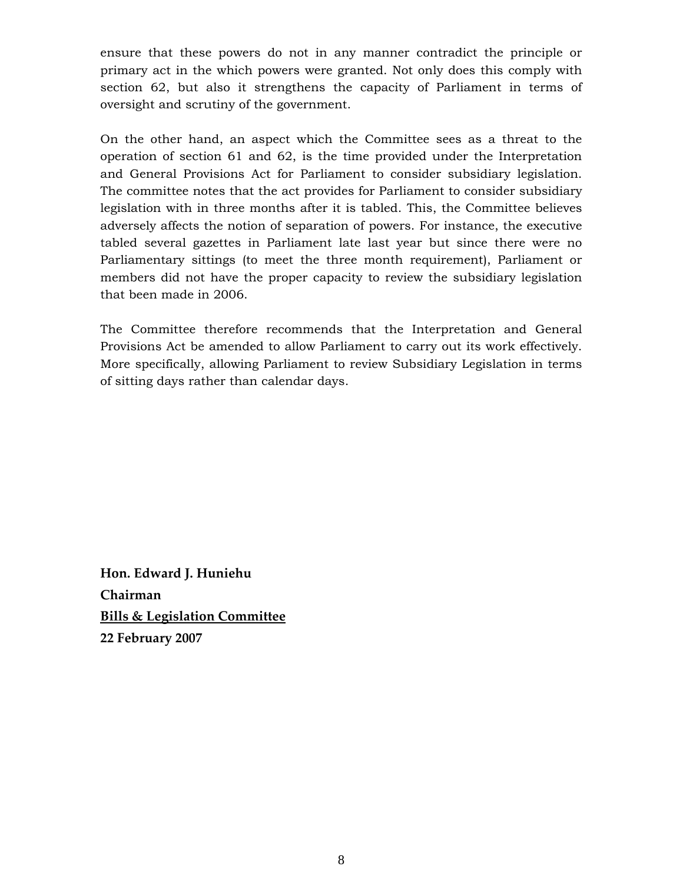ensure that these powers do not in any manner contradict the principle or primary act in the which powers were granted. Not only does this comply with section 62, but also it strengthens the capacity of Parliament in terms of oversight and scrutiny of the government.

On the other hand, an aspect which the Committee sees as a threat to the operation of section 61 and 62, is the time provided under the Interpretation and General Provisions Act for Parliament to consider subsidiary legislation. The committee notes that the act provides for Parliament to consider subsidiary legislation with in three months after it is tabled. This, the Committee believes adversely affects the notion of separation of powers. For instance, the executive tabled several gazettes in Parliament late last year but since there were no Parliamentary sittings (to meet the three month requirement), Parliament or members did not have the proper capacity to review the subsidiary legislation that been made in 2006.

The Committee therefore recommends that the Interpretation and General Provisions Act be amended to allow Parliament to carry out its work effectively. More specifically, allowing Parliament to review Subsidiary Legislation in terms of sitting days rather than calendar days.

**Hon. Edward J. Huniehu**
**Chairman**
**<u>Bills & Legislation Committee</u>**
**22 February 2007**